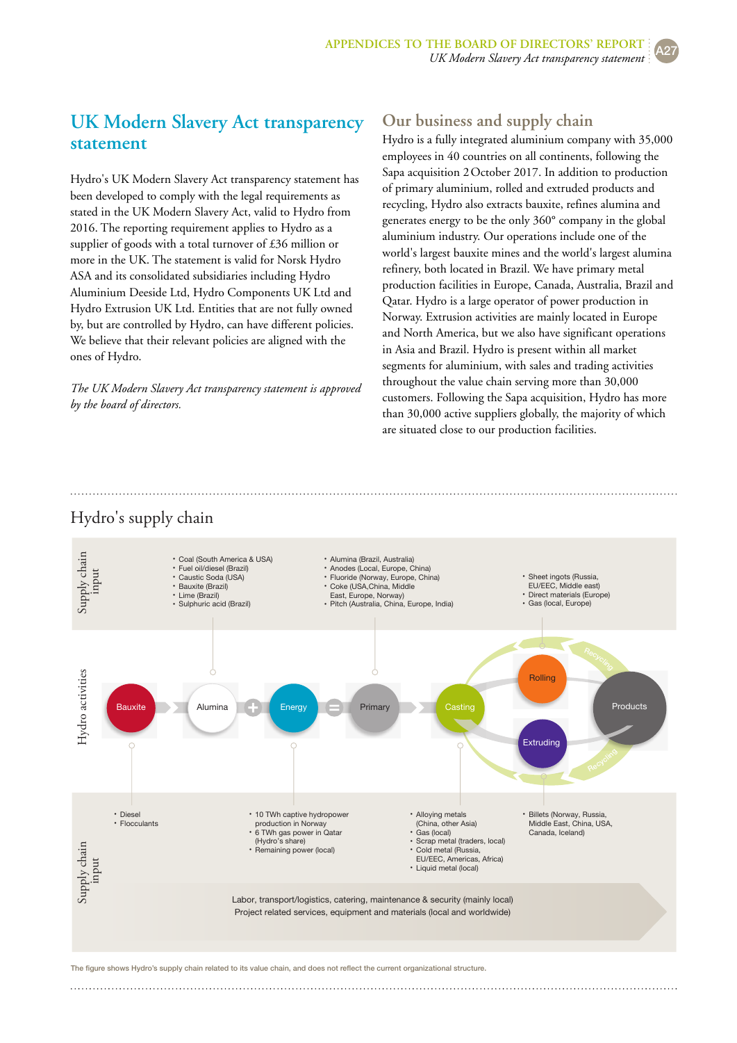# UK Modern Slavery Act transparency statement

Hydro's UK Modern Slavery Act transparency statement has been developed to comply with the legal requirements as stated in the UK Modern Slavery Act, valid to Hydro from 2016. The reporting requirement applies to Hydro as a supplier of goods with a total turnover of £36 million or more in the UK. The statement is valid for Norsk Hydro ASA and its consolidated subsidiaries including Hydro Aluminium Deeside Ltd, Hydro Components UK Ltd and Hydro Extrusion UK Ltd. Entities that are not fully owned by, but are controlled by Hydro, can have different policies. We believe that their relevant policies are aligned with the ones of Hydro.

*The UK Modern Slavery Act transparency statement is approved by the board of directors.*

## Our business and supply chain

Hydro is a fully integrated aluminium company with 35,000 employees in 40 countries on all continents, following the Sapa acquisition 2 October 2017. In addition to production of primary aluminium, rolled and extruded products and recycling, Hydro also extracts bauxite, refines alumina and generates energy to be the only 360° company in the global aluminium industry. Our operations include one of the world's largest bauxite mines and the world's largest alumina refinery, both located in Brazil. We have primary metal production facilities in Europe, Canada, Australia, Brazil and Qatar. Hydro is a large operator of power production in Norway. Extrusion activities are mainly located in Europe and North America, but we also have significant operations in Asia and Brazil. Hydro is present within all market segments for aluminium, with sales and trading activities throughout the value chain serving more than 30,000 customers. Following the Sapa acquisition, Hydro has more than 30,000 active suppliers globally, the majority of which are situated close to our production facilities.

## Hydro's supply chain

**Supply chain input**

- Coal (South America & USA)
- Fuel oil/diesel (Brazil)
- Caustic Soda (USA)
- Bauxite (Brazil)
- Lime (Brazil)
- Sulphuric acid (Brazil)

- Alumina (Brazil, Australia)
- Anodes (Local, Europe, China)
- Fluoride (Norway, Europe, China)
- Coke (USA,China, Middle East, Europe, Norway)
- Pitch (Australia, China, Europe, India)

- Sheet ingots (Russia, EU/EEC, Middle east)
- Direct materials (Europe)
- Gas (local, Europe)

**Hydro activities**

Bauxite → Alumina + Energy = Primary → Casting → Rolling / Extruding → Products (Recycling)

**Supply chain input**

- Diesel
- Flocculants

- 10 TWh captive hydropower production in Norway
- 6 TWh gas power in Qatar (Hydro's share)
- Remaining power (local)

- Alloying metals (China, other Asia)
- Gas (local)
- Scrap metal (traders, local)
- Cold metal (Russia, EU/EEC, Americas, Africa)
- Liquid metal (local)

- Billets (Norway, Russia, Middle East, China, USA, Canada, Iceland)

Labor, transport/logistics, catering, maintenance & security (mainly local)
Project related services, equipment and materials (local and worldwide)

The figure shows Hydro's supply chain related to its value chain, and does not reflect the current organizational structure.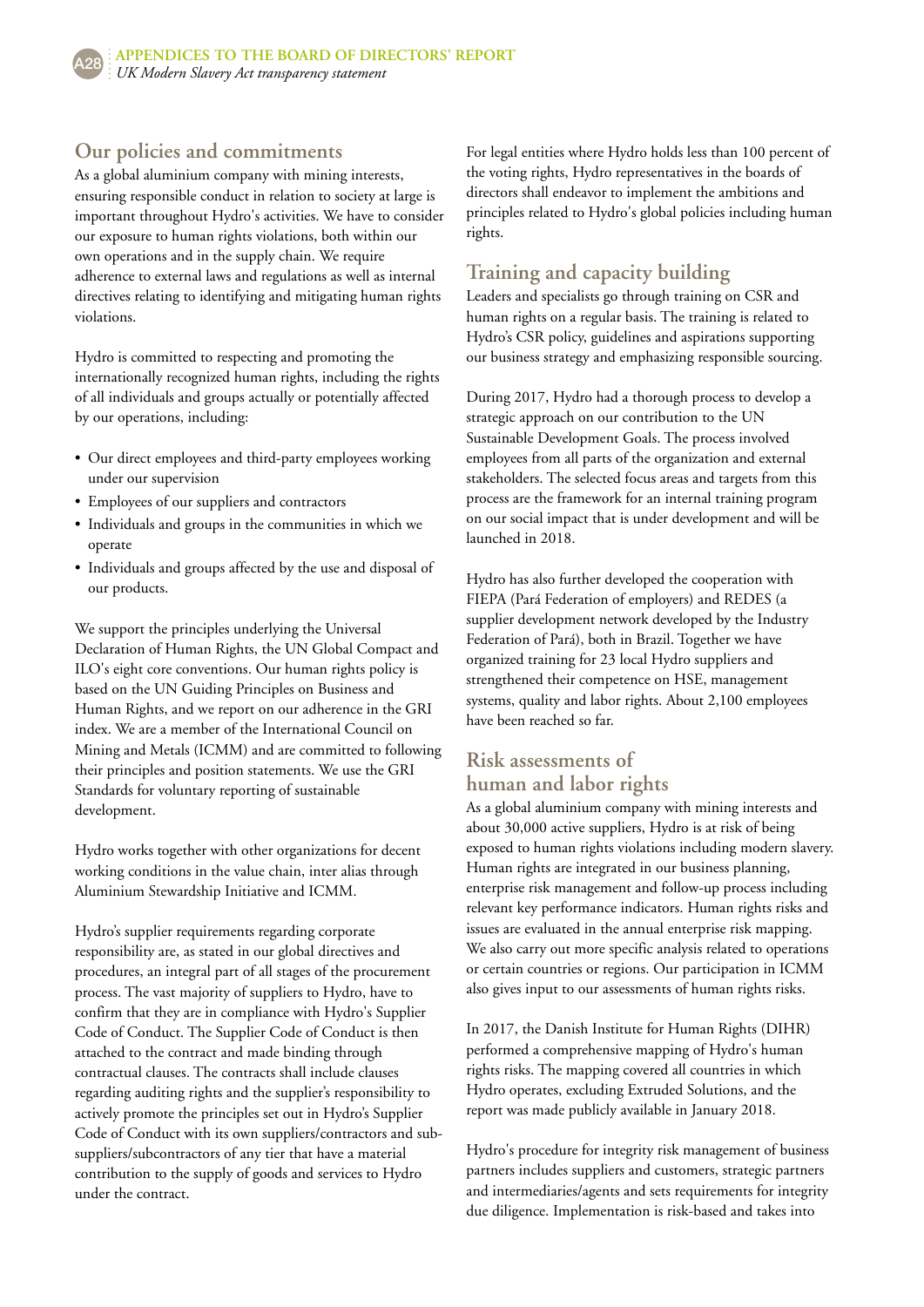## Our policies and commitments

As a global aluminium company with mining interests, ensuring responsible conduct in relation to society at large is important throughout Hydro's activities. We have to consider our exposure to human rights violations, both within our own operations and in the supply chain. We require adherence to external laws and regulations as well as internal directives relating to identifying and mitigating human rights violations.

Hydro is committed to respecting and promoting the internationally recognized human rights, including the rights of all individuals and groups actually or potentially affected by our operations, including:

- Our direct employees and third-party employees working under our supervision
- Employees of our suppliers and contractors
- Individuals and groups in the communities in which we operate
- Individuals and groups affected by the use and disposal of our products.

We support the principles underlying the Universal Declaration of Human Rights, the UN Global Compact and ILO's eight core conventions. Our human rights policy is based on the UN Guiding Principles on Business and Human Rights, and we report on our adherence in the GRI index. We are a member of the International Council on Mining and Metals (ICMM) and are committed to following their principles and position statements. We use the GRI Standards for voluntary reporting of sustainable development.

Hydro works together with other organizations for decent working conditions in the value chain, inter alias through Aluminium Stewardship Initiative and ICMM.

Hydro's supplier requirements regarding corporate responsibility are, as stated in our global directives and procedures, an integral part of all stages of the procurement process. The vast majority of suppliers to Hydro, have to confirm that they are in compliance with Hydro's Supplier Code of Conduct. The Supplier Code of Conduct is then attached to the contract and made binding through contractual clauses. The contracts shall include clauses regarding auditing rights and the supplier's responsibility to actively promote the principles set out in Hydro's Supplier Code of Conduct with its own suppliers/contractors and sub-suppliers/subcontractors of any tier that have a material contribution to the supply of goods and services to Hydro under the contract.

For legal entities where Hydro holds less than 100 percent of the voting rights, Hydro representatives in the boards of directors shall endeavor to implement the ambitions and principles related to Hydro's global policies including human rights.

## Training and capacity building

Leaders and specialists go through training on CSR and human rights on a regular basis. The training is related to Hydro's CSR policy, guidelines and aspirations supporting our business strategy and emphasizing responsible sourcing.

During 2017, Hydro had a thorough process to develop a strategic approach on our contribution to the UN Sustainable Development Goals. The process involved employees from all parts of the organization and external stakeholders. The selected focus areas and targets from this process are the framework for an internal training program on our social impact that is under development and will be launched in 2018.

Hydro has also further developed the cooperation with FIEPA (Pará Federation of employers) and REDES (a supplier development network developed by the Industry Federation of Pará), both in Brazil. Together we have organized training for 23 local Hydro suppliers and strengthened their competence on HSE, management systems, quality and labor rights. About 2,100 employees have been reached so far.

## Risk assessments of human and labor rights

As a global aluminium company with mining interests and about 30,000 active suppliers, Hydro is at risk of being exposed to human rights violations including modern slavery. Human rights are integrated in our business planning, enterprise risk management and follow-up process including relevant key performance indicators. Human rights risks and issues are evaluated in the annual enterprise risk mapping. We also carry out more specific analysis related to operations or certain countries or regions. Our participation in ICMM also gives input to our assessments of human rights risks.

In 2017, the Danish Institute for Human Rights (DIHR) performed a comprehensive mapping of Hydro's human rights risks. The mapping covered all countries in which Hydro operates, excluding Extruded Solutions, and the report was made publicly available in January 2018.

Hydro's procedure for integrity risk management of business partners includes suppliers and customers, strategic partners and intermediaries/agents and sets requirements for integrity due diligence. Implementation is risk-based and takes into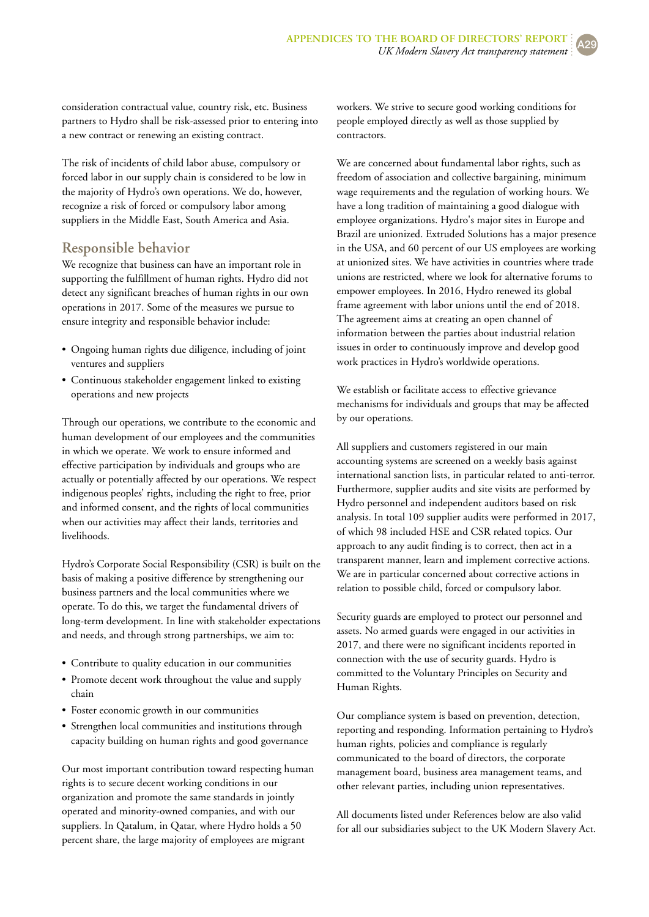consideration contractual value, country risk, etc. Business partners to Hydro shall be risk-assessed prior to entering into a new contract or renewing an existing contract.

The risk of incidents of child labor abuse, compulsory or forced labor in our supply chain is considered to be low in the majority of Hydro's own operations. We do, however, recognize a risk of forced or compulsory labor among suppliers in the Middle East, South America and Asia.

## Responsible behavior

We recognize that business can have an important role in supporting the fulfillment of human rights. Hydro did not detect any significant breaches of human rights in our own operations in 2017. Some of the measures we pursue to ensure integrity and responsible behavior include:

- Ongoing human rights due diligence, including of joint ventures and suppliers
- Continuous stakeholder engagement linked to existing operations and new projects

Through our operations, we contribute to the economic and human development of our employees and the communities in which we operate. We work to ensure informed and effective participation by individuals and groups who are actually or potentially affected by our operations. We respect indigenous peoples' rights, including the right to free, prior and informed consent, and the rights of local communities when our activities may affect their lands, territories and livelihoods.

Hydro's Corporate Social Responsibility (CSR) is built on the basis of making a positive difference by strengthening our business partners and the local communities where we operate. To do this, we target the fundamental drivers of long-term development. In line with stakeholder expectations and needs, and through strong partnerships, we aim to:

- Contribute to quality education in our communities
- Promote decent work throughout the value and supply chain
- Foster economic growth in our communities
- Strengthen local communities and institutions through capacity building on human rights and good governance

Our most important contribution toward respecting human rights is to secure decent working conditions in our organization and promote the same standards in jointly operated and minority-owned companies, and with our suppliers. In Qatalum, in Qatar, where Hydro holds a 50 percent share, the large majority of employees are migrant workers. We strive to secure good working conditions for people employed directly as well as those supplied by contractors.

We are concerned about fundamental labor rights, such as freedom of association and collective bargaining, minimum wage requirements and the regulation of working hours. We have a long tradition of maintaining a good dialogue with employee organizations. Hydro's major sites in Europe and Brazil are unionized. Extruded Solutions has a major presence in the USA, and 60 percent of our US employees are working at unionized sites. We have activities in countries where trade unions are restricted, where we look for alternative forums to empower employees. In 2016, Hydro renewed its global frame agreement with labor unions until the end of 2018. The agreement aims at creating an open channel of information between the parties about industrial relation issues in order to continuously improve and develop good work practices in Hydro's worldwide operations.

We establish or facilitate access to effective grievance mechanisms for individuals and groups that may be affected by our operations.

All suppliers and customers registered in our main accounting systems are screened on a weekly basis against international sanction lists, in particular related to anti-terror. Furthermore, supplier audits and site visits are performed by Hydro personnel and independent auditors based on risk analysis. In total 109 supplier audits were performed in 2017, of which 98 included HSE and CSR related topics. Our approach to any audit finding is to correct, then act in a transparent manner, learn and implement corrective actions. We are in particular concerned about corrective actions in relation to possible child, forced or compulsory labor.

Security guards are employed to protect our personnel and assets. No armed guards were engaged in our activities in 2017, and there were no significant incidents reported in connection with the use of security guards. Hydro is committed to the Voluntary Principles on Security and Human Rights.

Our compliance system is based on prevention, detection, reporting and responding. Information pertaining to Hydro's human rights, policies and compliance is regularly communicated to the board of directors, the corporate management board, business area management teams, and other relevant parties, including union representatives.

All documents listed under References below are also valid for all our subsidiaries subject to the UK Modern Slavery Act.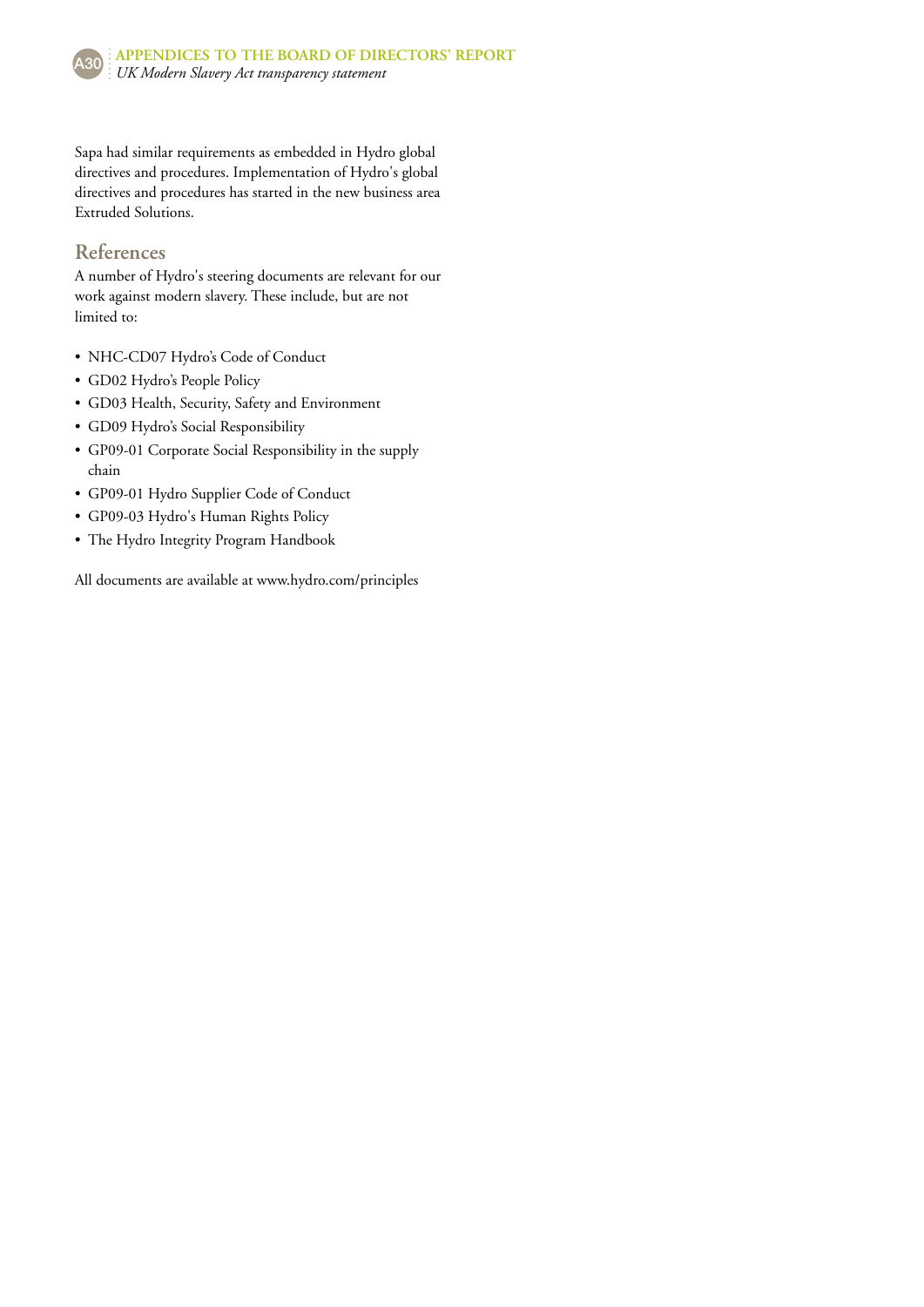Sapa had similar requirements as embedded in Hydro global directives and procedures. Implementation of Hydro's global directives and procedures has started in the new business area Extruded Solutions.

## References

A number of Hydro's steering documents are relevant for our work against modern slavery. These include, but are not limited to:

- NHC-CD07 Hydro's Code of Conduct
- GD02 Hydro's People Policy
- GD03 Health, Security, Safety and Environment
- GD09 Hydro's Social Responsibility
- GP09-01 Corporate Social Responsibility in the supply chain
- GP09-01 Hydro Supplier Code of Conduct
- GP09-03 Hydro's Human Rights Policy
- The Hydro Integrity Program Handbook

All documents are available at www.hydro.com/principles